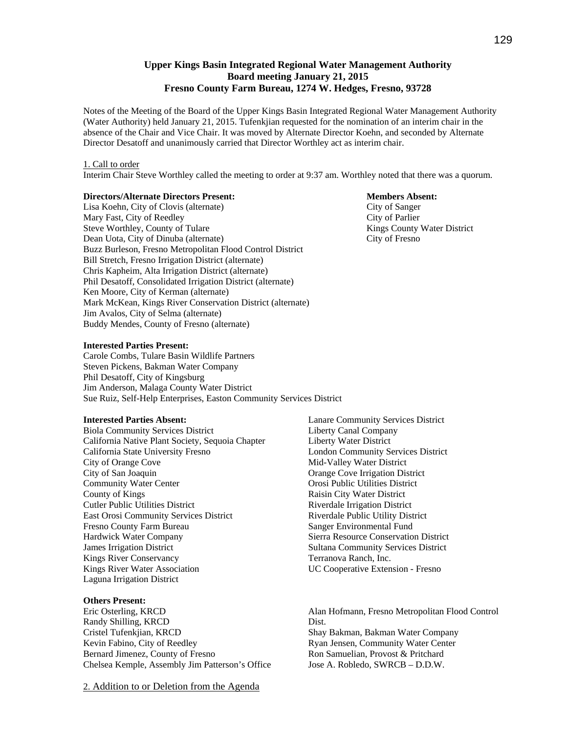**Upper Kings Basin Integrated Regional Water Management Authority**
**Board meeting January 21, 2015**
**Fresno County Farm Bureau, 1274 W. Hedges, Fresno, 93728**

Notes of the Meeting of the Board of the Upper Kings Basin Integrated Regional Water Management Authority (Water Authority) held January 21, 2015. Tufenkjian requested for the nomination of an interim chair in the absence of the Chair and Vice Chair. It was moved by Alternate Director Koehn, and seconded by Alternate Director Desatoff and unanimously carried that Director Worthley act as interim chair.

1. Call to order

Interim Chair Steve Worthley called the meeting to order at 9:37 am. Worthley noted that there was a quorum.

**Directors/Alternate Directors Present:**

Lisa Koehn, City of Clovis (alternate)
Mary Fast, City of Reedley
Steve Worthley, County of Tulare
Dean Uota, City of Dinuba (alternate)
Buzz Burleson, Fresno Metropolitan Flood Control District
Bill Stretch, Fresno Irrigation District (alternate)
Chris Kapheim, Alta Irrigation District (alternate)
Phil Desatoff, Consolidated Irrigation District (alternate)
Ken Moore, City of Kerman (alternate)
Mark McKean, Kings River Conservation District (alternate)
Jim Avalos, City of Selma (alternate)
Buddy Mendes, County of Fresno (alternate)

**Members Absent:**

City of Sanger
City of Parlier
Kings County Water District
City of Fresno

**Interested Parties Present:**

Carole Combs, Tulare Basin Wildlife Partners
Steven Pickens, Bakman Water Company
Phil Desatoff, City of Kingsburg
Jim Anderson, Malaga County Water District
Sue Ruiz, Self-Help Enterprises, Easton Community Services District

**Interested Parties Absent:**

Biola Community Services District
California Native Plant Society, Sequoia Chapter
California State University Fresno
City of Orange Cove
City of San Joaquin
Community Water Center
County of Kings
Cutler Public Utilities District
East Orosi Community Services District
Fresno County Farm Bureau
Hardwick Water Company
James Irrigation District
Kings River Conservancy
Kings River Water Association
Laguna Irrigation District
Lanare Community Services District
Liberty Canal Company
Liberty Water District
London Community Services District
Mid-Valley Water District
Orange Cove Irrigation District
Orosi Public Utilities District
Raisin City Water District
Riverdale Irrigation District
Riverdale Public Utility District
Sanger Environmental Fund
Sierra Resource Conservation District
Sultana Community Services District
Terranova Ranch, Inc.
UC Cooperative Extension - Fresno

**Others Present:**

Eric Osterling, KRCD
Randy Shilling, KRCD
Cristel Tufenkjian, KRCD
Kevin Fabino, City of Reedley
Bernard Jimenez, County of Fresno
Chelsea Kemple, Assembly Jim Patterson's Office
Alan Hofmann, Fresno Metropolitan Flood Control Dist.
Shay Bakman, Bakman Water Company
Ryan Jensen, Community Water Center
Ron Samuelian, Provost & Pritchard
Jose A. Robledo, SWRCB – D.D.W.

2. Addition to or Deletion from the Agenda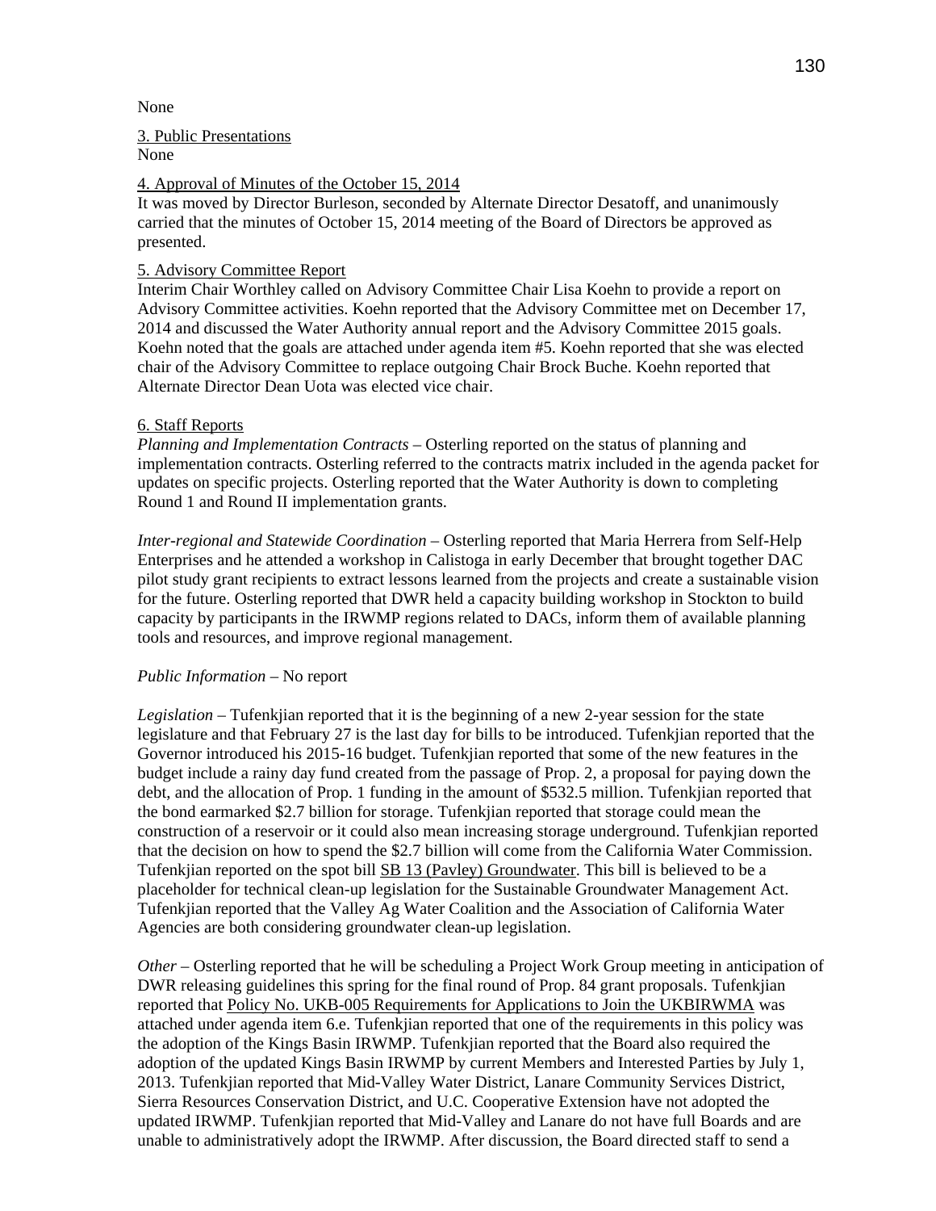None

3. Public Presentations
None

4. Approval of Minutes of the October 15, 2014
It was moved by Director Burleson, seconded by Alternate Director Desatoff, and unanimously carried that the minutes of October 15, 2014 meeting of the Board of Directors be approved as presented.

5. Advisory Committee Report
Interim Chair Worthley called on Advisory Committee Chair Lisa Koehn to provide a report on Advisory Committee activities. Koehn reported that the Advisory Committee met on December 17, 2014 and discussed the Water Authority annual report and the Advisory Committee 2015 goals. Koehn noted that the goals are attached under agenda item #5. Koehn reported that she was elected chair of the Advisory Committee to replace outgoing Chair Brock Buche. Koehn reported that Alternate Director Dean Uota was elected vice chair.

6. Staff Reports
*Planning and Implementation Contracts* – Osterling reported on the status of planning and implementation contracts. Osterling referred to the contracts matrix included in the agenda packet for updates on specific projects. Osterling reported that the Water Authority is down to completing Round 1 and Round II implementation grants.

*Inter-regional and Statewide Coordination* – Osterling reported that Maria Herrera from Self-Help Enterprises and he attended a workshop in Calistoga in early December that brought together DAC pilot study grant recipients to extract lessons learned from the projects and create a sustainable vision for the future. Osterling reported that DWR held a capacity building workshop in Stockton to build capacity by participants in the IRWMP regions related to DACs, inform them of available planning tools and resources, and improve regional management.

*Public Information* – No report

*Legislation* – Tufenkjian reported that it is the beginning of a new 2-year session for the state legislature and that February 27 is the last day for bills to be introduced. Tufenkjian reported that the Governor introduced his 2015-16 budget. Tufenkjian reported that some of the new features in the budget include a rainy day fund created from the passage of Prop. 2, a proposal for paying down the debt, and the allocation of Prop. 1 funding in the amount of $532.5 million. Tufenkjian reported that the bond earmarked $2.7 billion for storage. Tufenkjian reported that storage could mean the construction of a reservoir or it could also mean increasing storage underground. Tufenkjian reported that the decision on how to spend the $2.7 billion will come from the California Water Commission. Tufenkjian reported on the spot bill SB 13 (Pavley) Groundwater. This bill is believed to be a placeholder for technical clean-up legislation for the Sustainable Groundwater Management Act. Tufenkjian reported that the Valley Ag Water Coalition and the Association of California Water Agencies are both considering groundwater clean-up legislation.

*Other* – Osterling reported that he will be scheduling a Project Work Group meeting in anticipation of DWR releasing guidelines this spring for the final round of Prop. 84 grant proposals. Tufenkjian reported that Policy No. UKB-005 Requirements for Applications to Join the UKBIRWMA was attached under agenda item 6.e. Tufenkjian reported that one of the requirements in this policy was the adoption of the Kings Basin IRWMP. Tufenkjian reported that the Board also required the adoption of the updated Kings Basin IRWMP by current Members and Interested Parties by July 1, 2013. Tufenkjian reported that Mid-Valley Water District, Lanare Community Services District, Sierra Resources Conservation District, and U.C. Cooperative Extension have not adopted the updated IRWMP. Tufenkjian reported that Mid-Valley and Lanare do not have full Boards and are unable to administratively adopt the IRWMP. After discussion, the Board directed staff to send a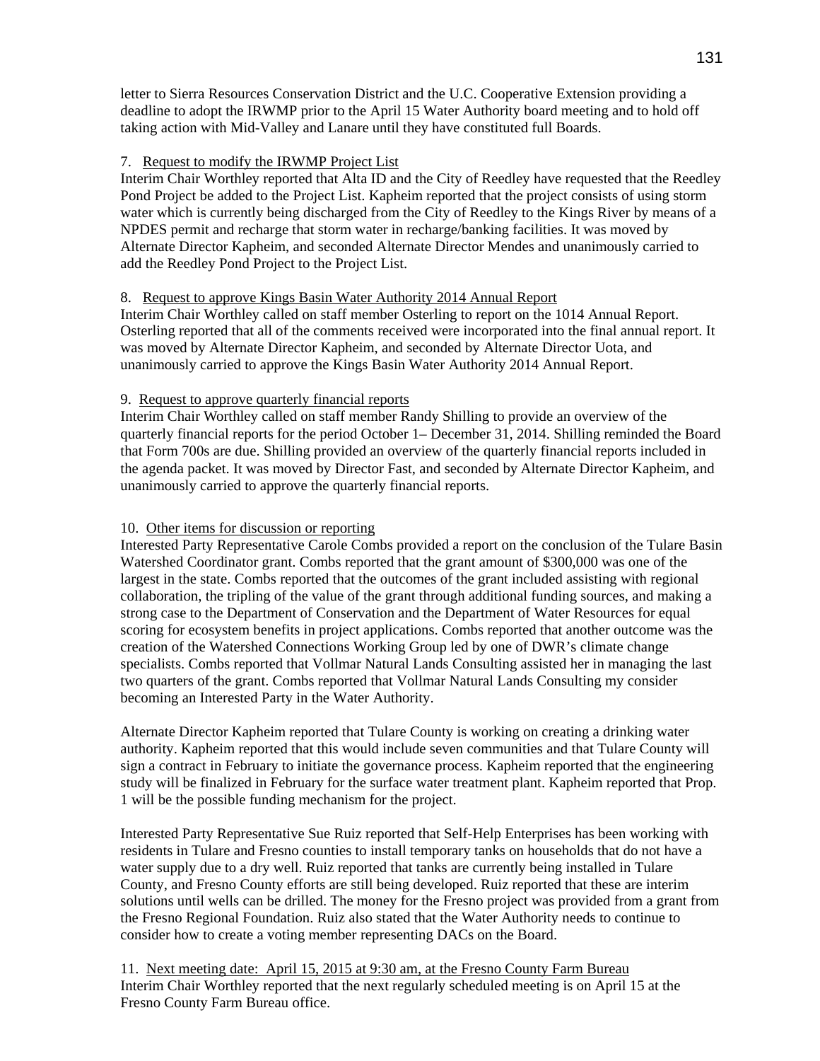letter to Sierra Resources Conservation District and the U.C. Cooperative Extension providing a deadline to adopt the IRWMP prior to the April 15 Water Authority board meeting and to hold off taking action with Mid-Valley and Lanare until they have constituted full Boards.

7. Request to modify the IRWMP Project List
Interim Chair Worthley reported that Alta ID and the City of Reedley have requested that the Reedley Pond Project be added to the Project List. Kapheim reported that the project consists of using storm water which is currently being discharged from the City of Reedley to the Kings River by means of a NPDES permit and recharge that storm water in recharge/banking facilities. It was moved by Alternate Director Kapheim, and seconded Alternate Director Mendes and unanimously carried to add the Reedley Pond Project to the Project List.

8. Request to approve Kings Basin Water Authority 2014 Annual Report
Interim Chair Worthley called on staff member Osterling to report on the 1014 Annual Report. Osterling reported that all of the comments received were incorporated into the final annual report. It was moved by Alternate Director Kapheim, and seconded by Alternate Director Uota, and unanimously carried to approve the Kings Basin Water Authority 2014 Annual Report.

9. Request to approve quarterly financial reports
Interim Chair Worthley called on staff member Randy Shilling to provide an overview of the quarterly financial reports for the period October 1– December 31, 2014. Shilling reminded the Board that Form 700s are due. Shilling provided an overview of the quarterly financial reports included in the agenda packet. It was moved by Director Fast, and seconded by Alternate Director Kapheim, and unanimously carried to approve the quarterly financial reports.

10. Other items for discussion or reporting
Interested Party Representative Carole Combs provided a report on the conclusion of the Tulare Basin Watershed Coordinator grant. Combs reported that the grant amount of $300,000 was one of the largest in the state. Combs reported that the outcomes of the grant included assisting with regional collaboration, the tripling of the value of the grant through additional funding sources, and making a strong case to the Department of Conservation and the Department of Water Resources for equal scoring for ecosystem benefits in project applications. Combs reported that another outcome was the creation of the Watershed Connections Working Group led by one of DWR's climate change specialists. Combs reported that Vollmar Natural Lands Consulting assisted her in managing the last two quarters of the grant. Combs reported that Vollmar Natural Lands Consulting my consider becoming an Interested Party in the Water Authority.

Alternate Director Kapheim reported that Tulare County is working on creating a drinking water authority. Kapheim reported that this would include seven communities and that Tulare County will sign a contract in February to initiate the governance process. Kapheim reported that the engineering study will be finalized in February for the surface water treatment plant. Kapheim reported that Prop. 1 will be the possible funding mechanism for the project.

Interested Party Representative Sue Ruiz reported that Self-Help Enterprises has been working with residents in Tulare and Fresno counties to install temporary tanks on households that do not have a water supply due to a dry well. Ruiz reported that tanks are currently being installed in Tulare County, and Fresno County efforts are still being developed. Ruiz reported that these are interim solutions until wells can be drilled. The money for the Fresno project was provided from a grant from the Fresno Regional Foundation. Ruiz also stated that the Water Authority needs to continue to consider how to create a voting member representing DACs on the Board.

11. Next meeting date: April 15, 2015 at 9:30 am, at the Fresno County Farm Bureau
Interim Chair Worthley reported that the next regularly scheduled meeting is on April 15 at the Fresno County Farm Bureau office.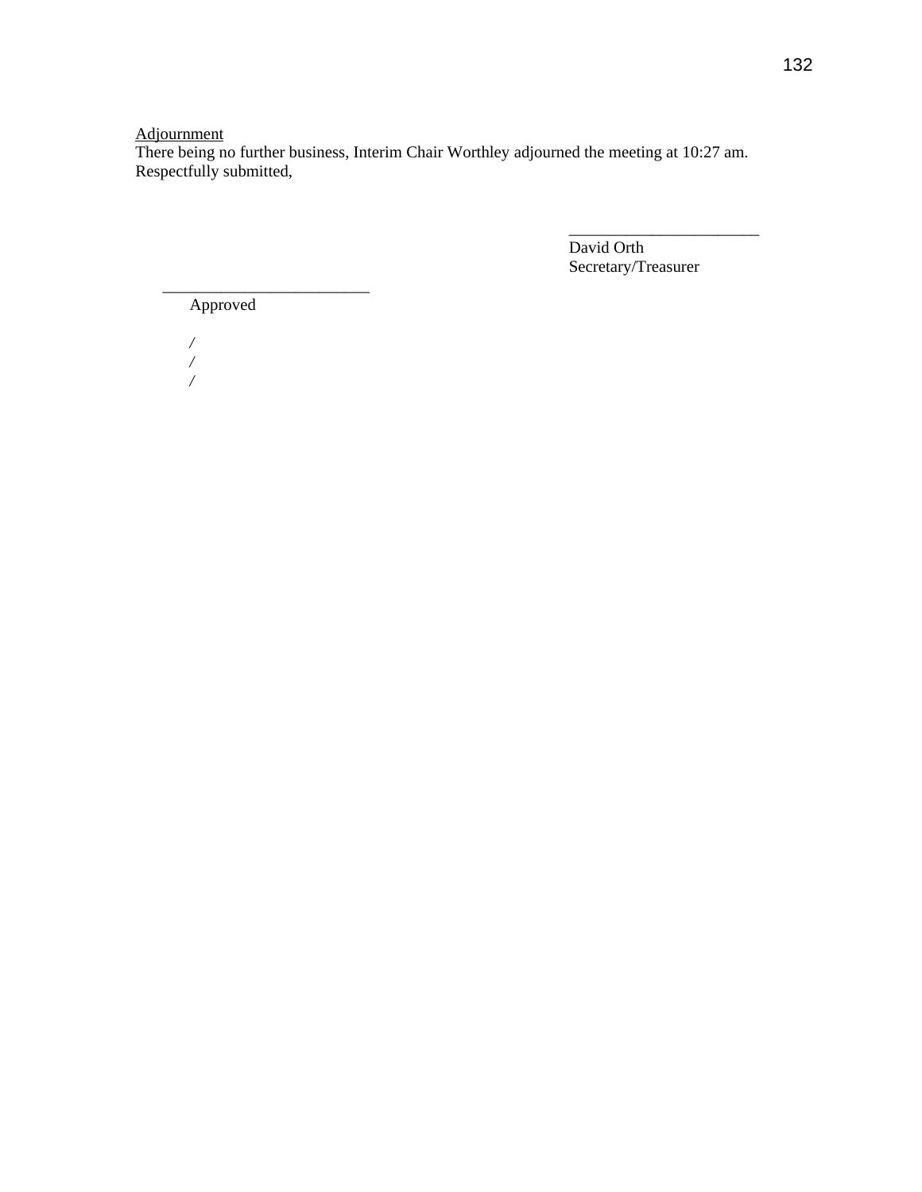<u>Adjournment</u>
There being no further business, Interim Chair Worthley adjourned the meeting at 10:27 am.
Respectfully submitted,

_______________________
David Orth
Secretary/Treasurer

_________________________
Approved

/
/
/